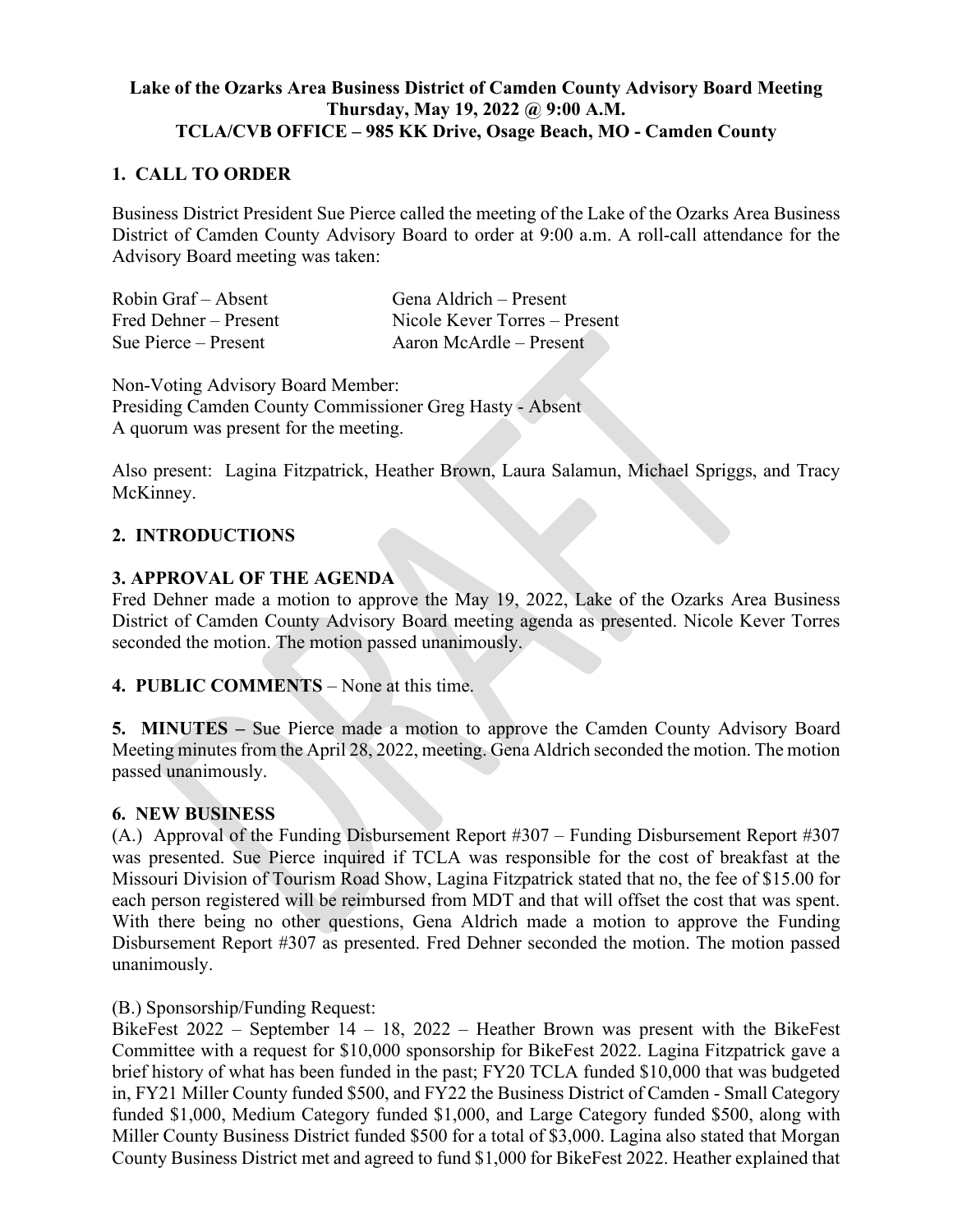**Lake of the Ozarks Area Business District of Camden County Advisory Board Meeting**
**Thursday, May 19, 2022 @ 9:00 A.M.**
**TCLA/CVB OFFICE – 985 KK Drive, Osage Beach, MO - Camden County**

## 1. CALL TO ORDER

Business District President Sue Pierce called the meeting of the Lake of the Ozarks Area Business District of Camden County Advisory Board to order at 9:00 a.m. A roll-call attendance for the Advisory Board meeting was taken:

Robin Graf – Absent
Fred Dehner – Present
Sue Pierce – Present
Gena Aldrich – Present
Nicole Kever Torres – Present
Aaron McArdle – Present

Non-Voting Advisory Board Member:
Presiding Camden County Commissioner Greg Hasty - Absent
A quorum was present for the meeting.

Also present: Lagina Fitzpatrick, Heather Brown, Laura Salamun, Michael Spriggs, and Tracy McKinney.

## 2. INTRODUCTIONS

## 3. APPROVAL OF THE AGENDA

Fred Dehner made a motion to approve the May 19, 2022, Lake of the Ozarks Area Business District of Camden County Advisory Board meeting agenda as presented. Nicole Kever Torres seconded the motion. The motion passed unanimously.

**4. PUBLIC COMMENTS** – None at this time.

**5. MINUTES –** Sue Pierce made a motion to approve the Camden County Advisory Board Meeting minutes from the April 28, 2022, meeting. Gena Aldrich seconded the motion. The motion passed unanimously.

## 6. NEW BUSINESS

(A.) Approval of the Funding Disbursement Report #307 – Funding Disbursement Report #307 was presented. Sue Pierce inquired if TCLA was responsible for the cost of breakfast at the Missouri Division of Tourism Road Show, Lagina Fitzpatrick stated that no, the fee of $15.00 for each person registered will be reimbursed from MDT and that will offset the cost that was spent. With there being no other questions, Gena Aldrich made a motion to approve the Funding Disbursement Report #307 as presented. Fred Dehner seconded the motion. The motion passed unanimously.

(B.) Sponsorship/Funding Request:
BikeFest 2022 – September 14 – 18, 2022 – Heather Brown was present with the BikeFest Committee with a request for $10,000 sponsorship for BikeFest 2022. Lagina Fitzpatrick gave a brief history of what has been funded in the past; FY20 TCLA funded $10,000 that was budgeted in, FY21 Miller County funded $500, and FY22 the Business District of Camden - Small Category funded $1,000, Medium Category funded $1,000, and Large Category funded $500, along with Miller County Business District funded $500 for a total of $3,000. Lagina also stated that Morgan County Business District met and agreed to fund $1,000 for BikeFest 2022. Heather explained that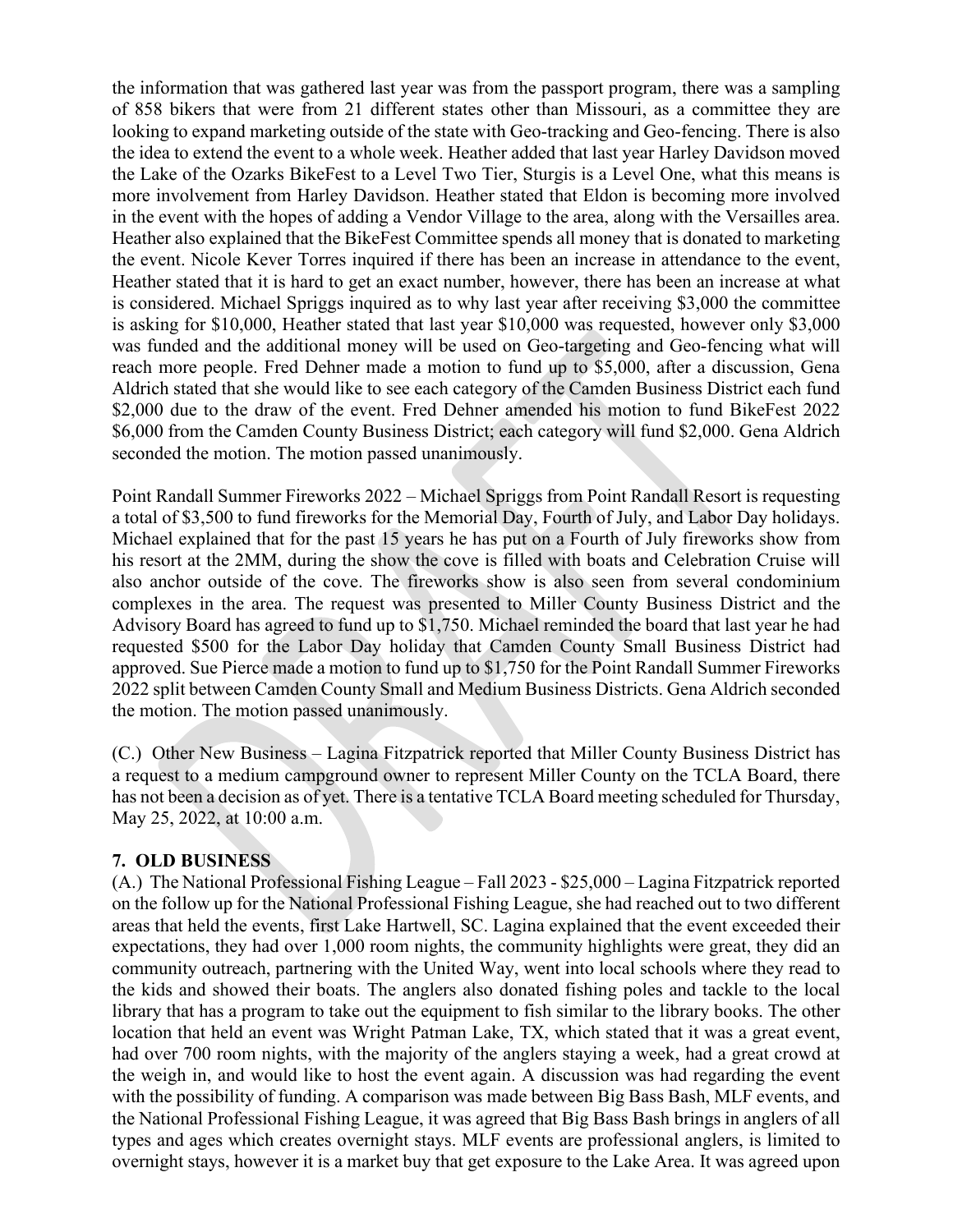the information that was gathered last year was from the passport program, there was a sampling of 858 bikers that were from 21 different states other than Missouri, as a committee they are looking to expand marketing outside of the state with Geo-tracking and Geo-fencing. There is also the idea to extend the event to a whole week. Heather added that last year Harley Davidson moved the Lake of the Ozarks BikeFest to a Level Two Tier, Sturgis is a Level One, what this means is more involvement from Harley Davidson. Heather stated that Eldon is becoming more involved in the event with the hopes of adding a Vendor Village to the area, along with the Versailles area. Heather also explained that the BikeFest Committee spends all money that is donated to marketing the event. Nicole Kever Torres inquired if there has been an increase in attendance to the event, Heather stated that it is hard to get an exact number, however, there has been an increase at what is considered. Michael Spriggs inquired as to why last year after receiving $3,000 the committee is asking for $10,000, Heather stated that last year $10,000 was requested, however only $3,000 was funded and the additional money will be used on Geo-targeting and Geo-fencing what will reach more people. Fred Dehner made a motion to fund up to $5,000, after a discussion, Gena Aldrich stated that she would like to see each category of the Camden Business District each fund $2,000 due to the draw of the event. Fred Dehner amended his motion to fund BikeFest 2022 $6,000 from the Camden County Business District; each category will fund $2,000. Gena Aldrich seconded the motion. The motion passed unanimously.

Point Randall Summer Fireworks 2022 – Michael Spriggs from Point Randall Resort is requesting a total of $3,500 to fund fireworks for the Memorial Day, Fourth of July, and Labor Day holidays. Michael explained that for the past 15 years he has put on a Fourth of July fireworks show from his resort at the 2MM, during the show the cove is filled with boats and Celebration Cruise will also anchor outside of the cove. The fireworks show is also seen from several condominium complexes in the area. The request was presented to Miller County Business District and the Advisory Board has agreed to fund up to $1,750. Michael reminded the board that last year he had requested $500 for the Labor Day holiday that Camden County Small Business District had approved. Sue Pierce made a motion to fund up to $1,750 for the Point Randall Summer Fireworks 2022 split between Camden County Small and Medium Business Districts. Gena Aldrich seconded the motion. The motion passed unanimously.

(C.) Other New Business – Lagina Fitzpatrick reported that Miller County Business District has a request to a medium campground owner to represent Miller County on the TCLA Board, there has not been a decision as of yet. There is a tentative TCLA Board meeting scheduled for Thursday, May 25, 2022, at 10:00 a.m.

**7. OLD BUSINESS**

(A.) The National Professional Fishing League – Fall 2023 - $25,000 – Lagina Fitzpatrick reported on the follow up for the National Professional Fishing League, she had reached out to two different areas that held the events, first Lake Hartwell, SC. Lagina explained that the event exceeded their expectations, they had over 1,000 room nights, the community highlights were great, they did an community outreach, partnering with the United Way, went into local schools where they read to the kids and showed their boats. The anglers also donated fishing poles and tackle to the local library that has a program to take out the equipment to fish similar to the library books. The other location that held an event was Wright Patman Lake, TX, which stated that it was a great event, had over 700 room nights, with the majority of the anglers staying a week, had a great crowd at the weigh in, and would like to host the event again. A discussion was had regarding the event with the possibility of funding. A comparison was made between Big Bass Bash, MLF events, and the National Professional Fishing League, it was agreed that Big Bass Bash brings in anglers of all types and ages which creates overnight stays. MLF events are professional anglers, is limited to overnight stays, however it is a market buy that get exposure to the Lake Area. It was agreed upon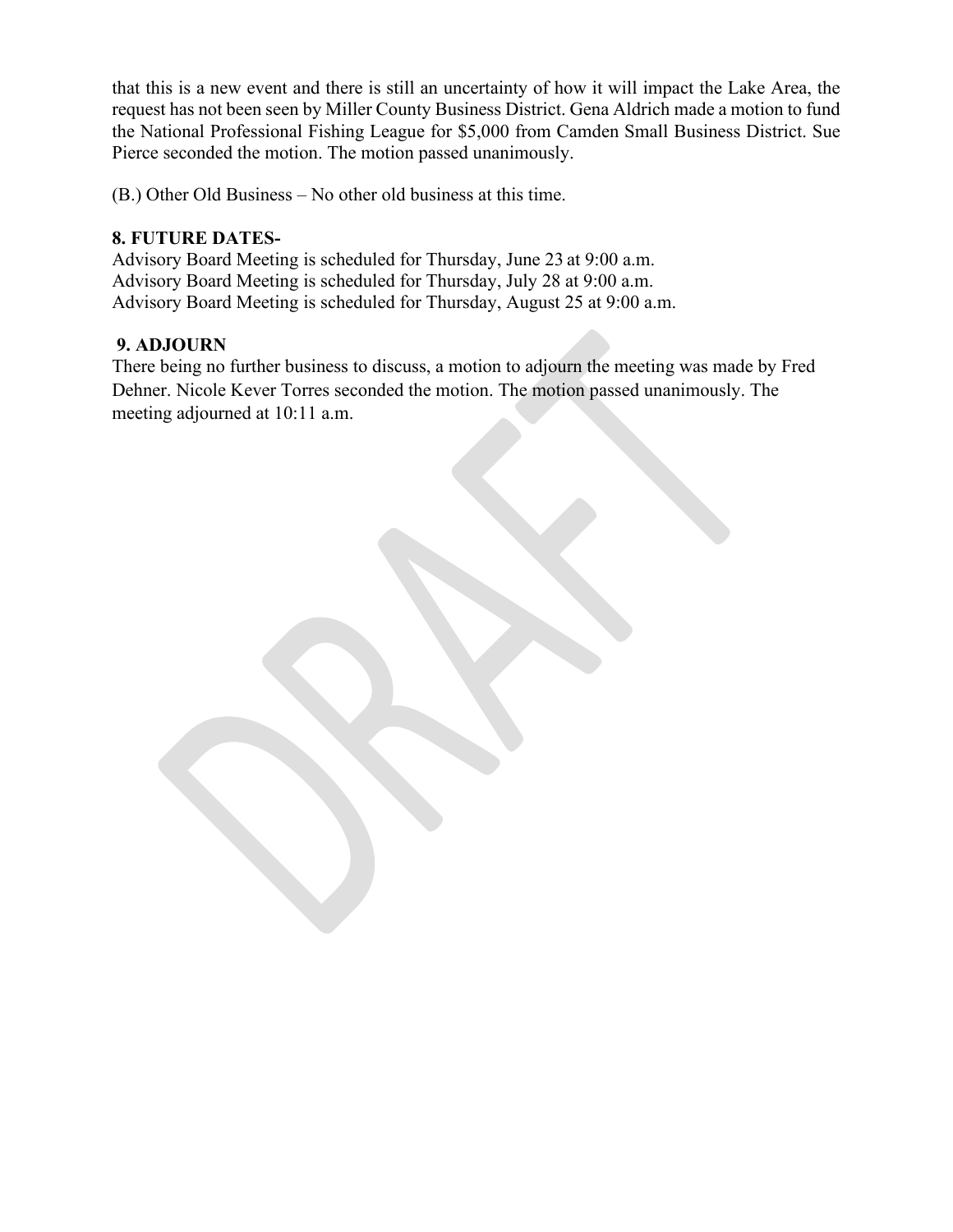that this is a new event and there is still an uncertainty of how it will impact the Lake Area, the request has not been seen by Miller County Business District. Gena Aldrich made a motion to fund the National Professional Fishing League for $5,000 from Camden Small Business District. Sue Pierce seconded the motion. The motion passed unanimously.

(B.) Other Old Business – No other old business at this time.

**8. FUTURE DATES-**

Advisory Board Meeting is scheduled for Thursday, June 23 at 9:00 a.m.
Advisory Board Meeting is scheduled for Thursday, July 28 at 9:00 a.m.
Advisory Board Meeting is scheduled for Thursday, August 25 at 9:00 a.m.

**9. ADJOURN**

There being no further business to discuss, a motion to adjourn the meeting was made by Fred Dehner. Nicole Kever Torres seconded the motion. The motion passed unanimously. The meeting adjourned at 10:11 a.m.